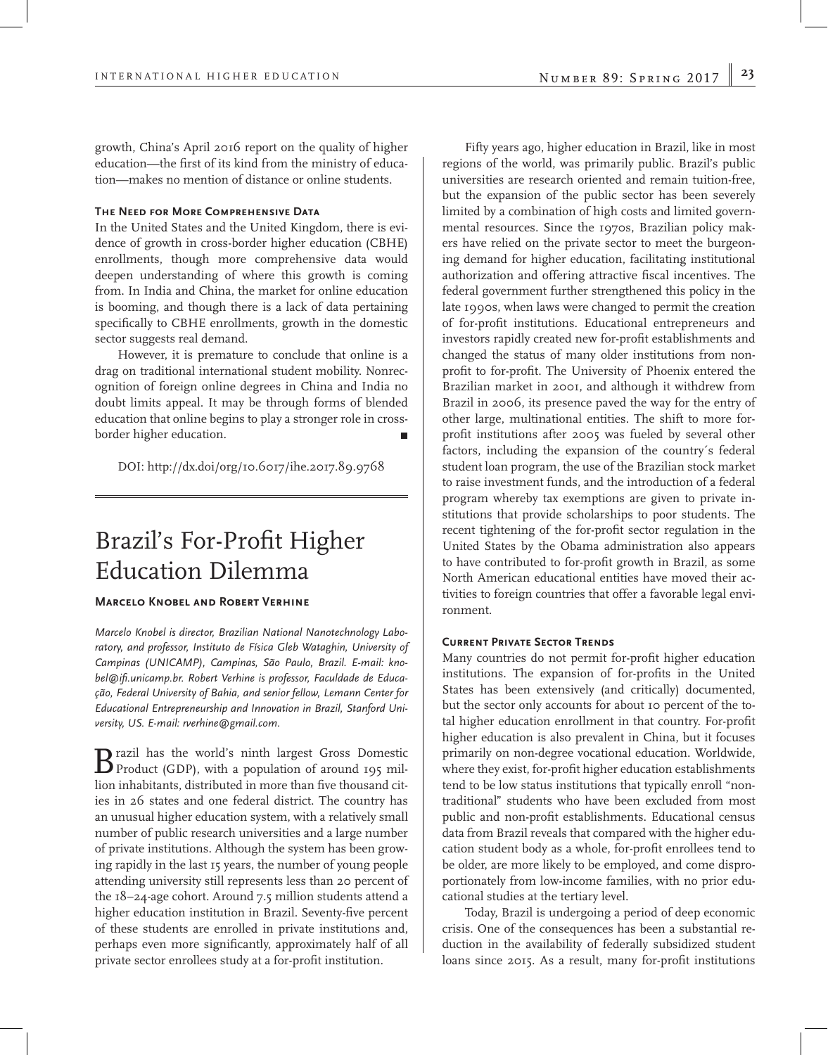growth, China's April 2016 report on the quality of higher education—the first of its kind from the ministry of education—makes no mention of distance or online students.

#### The Need for More Comprehensive Data

In the United States and the United Kingdom, there is evidence of growth in cross-border higher education (CBHE) enrollments, though more comprehensive data would deepen understanding of where this growth is coming from. In India and China, the market for online education is booming, and though there is a lack of data pertaining specifically to CBHE enrollments, growth in the domestic sector suggests real demand.

However, it is premature to conclude that online is a drag on traditional international student mobility. Nonrecognition of foreign online degrees in China and India no doubt limits appeal. It may be through forms of blended education that online begins to play a stronger role in cross-border higher education.

DOI: http://dx.doi/org/10.6017/ihe.2017.89.9768

# Brazil's For-Profit Higher Education Dilemma

**Marcelo Knobel and Robert Verhine**

*Marcelo Knobel is director, Brazilian National Nanotechnology Laboratory, and professor, Instituto de Física Gleb Wataghin, University of Campinas (UNICAMP), Campinas, São Paulo, Brazil. E-mail: knobel@ifi.unicamp.br. Robert Verhine is professor, Faculdade de Educação, Federal University of Bahia, and senior fellow, Lemann Center for Educational Entrepreneurship and Innovation in Brazil, Stanford University, US. E-mail: rverhine@gmail.com.*

Brazil has the world's ninth largest Gross Domestic Product (GDP), with a population of around 195 million inhabitants, distributed in more than five thousand cities in 26 states and one federal district. The country has an unusual higher education system, with a relatively small number of public research universities and a large number of private institutions. Although the system has been growing rapidly in the last 15 years, the number of young people attending university still represents less than 20 percent of the 18–24-age cohort. Around 7.5 million students attend a higher education institution in Brazil. Seventy-five percent of these students are enrolled in private institutions and, perhaps even more significantly, approximately half of all private sector enrollees study at a for-profit institution.

Fifty years ago, higher education in Brazil, like in most regions of the world, was primarily public. Brazil's public universities are research oriented and remain tuition-free, but the expansion of the public sector has been severely limited by a combination of high costs and limited governmental resources. Since the 1970s, Brazilian policy makers have relied on the private sector to meet the burgeoning demand for higher education, facilitating institutional authorization and offering attractive fiscal incentives. The federal government further strengthened this policy in the late 1990s, when laws were changed to permit the creation of for-profit institutions. Educational entrepreneurs and investors rapidly created new for-profit establishments and changed the status of many older institutions from nonprofit to for-profit. The University of Phoenix entered the Brazilian market in 2001, and although it withdrew from Brazil in 2006, its presence paved the way for the entry of other large, multinational entities. The shift to more for-profit institutions after 2005 was fueled by several other factors, including the expansion of the country´s federal student loan program, the use of the Brazilian stock market to raise investment funds, and the introduction of a federal program whereby tax exemptions are given to private institutions that provide scholarships to poor students. The recent tightening of the for-profit sector regulation in the United States by the Obama administration also appears to have contributed to for-profit growth in Brazil, as some North American educational entities have moved their activities to foreign countries that offer a favorable legal environment.

#### Current Private Sector Trends

Many countries do not permit for-profit higher education institutions. The expansion of for-profits in the United States has been extensively (and critically) documented, but the sector only accounts for about 10 percent of the total higher education enrollment in that country. For-profit higher education is also prevalent in China, but it focuses primarily on non-degree vocational education. Worldwide, where they exist, for-profit higher education establishments tend to be low status institutions that typically enroll "nontraditional" students who have been excluded from most public and non-profit establishments. Educational census data from Brazil reveals that compared with the higher education student body as a whole, for-profit enrollees tend to be older, are more likely to be employed, and come disproportionately from low-income families, with no prior educational studies at the tertiary level.

Today, Brazil is undergoing a period of deep economic crisis. One of the consequences has been a substantial reduction in the availability of federally subsidized student loans since 2015. As a result, many for-profit institutions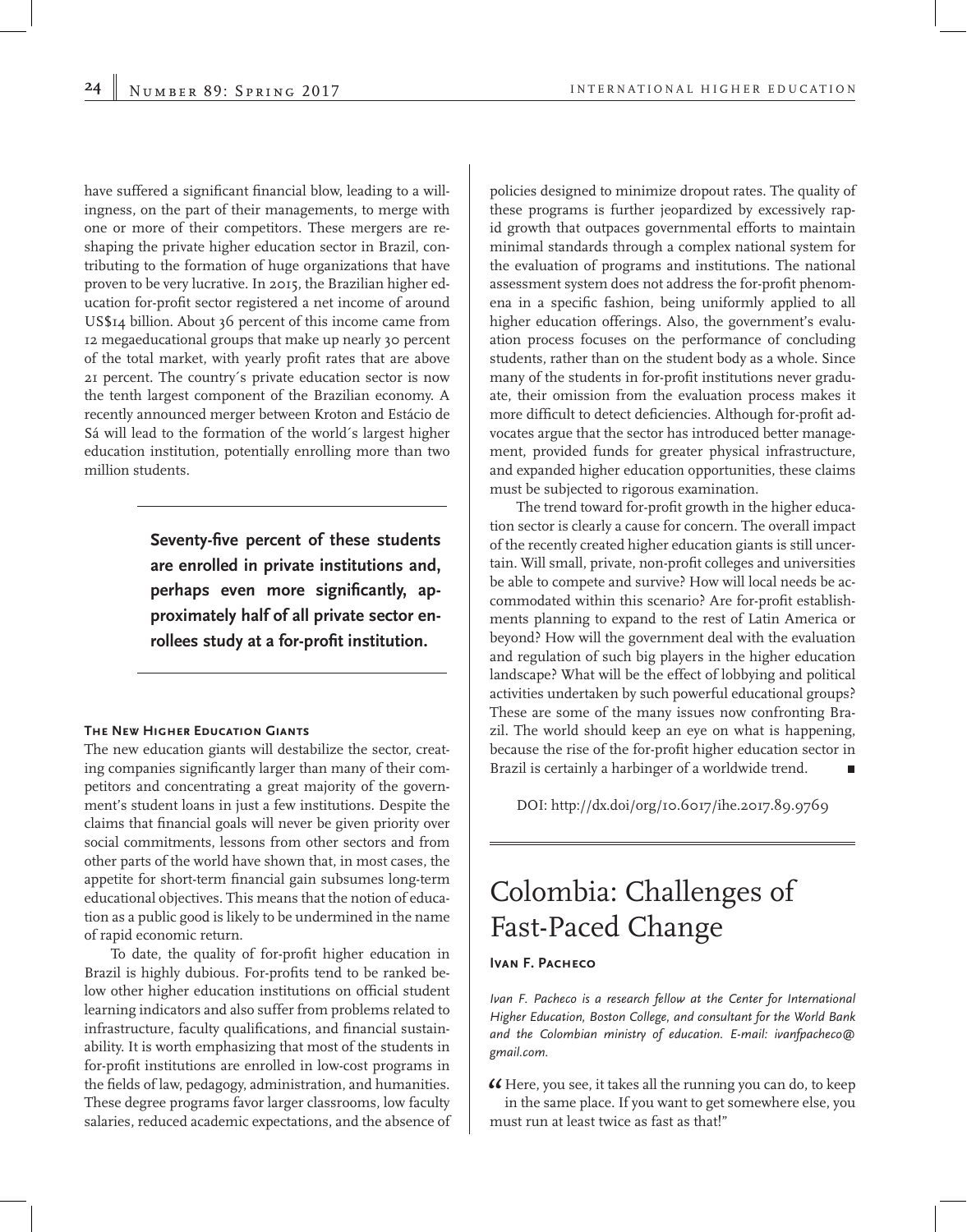have suffered a significant financial blow, leading to a willingness, on the part of their managements, to merge with one or more of their competitors. These mergers are reshaping the private higher education sector in Brazil, contributing to the formation of huge organizations that have proven to be very lucrative. In 2015, the Brazilian higher education for-profit sector registered a net income of around US$14 billion. About 36 percent of this income came from 12 megaeducational groups that make up nearly 30 percent of the total market, with yearly profit rates that are above 21 percent. The country´s private education sector is now the tenth largest component of the Brazilian economy. A recently announced merger between Kroton and Estácio de Sá will lead to the formation of the world´s largest higher education institution, potentially enrolling more than two million students.

**Seventy-five percent of these students are enrolled in private institutions and, perhaps even more significantly, approximately half of all private sector enrollees study at a for-profit institution.**

### The New Higher Education Giants

The new education giants will destabilize the sector, creating companies significantly larger than many of their competitors and concentrating a great majority of the government's student loans in just a few institutions. Despite the claims that financial goals will never be given priority over social commitments, lessons from other sectors and from other parts of the world have shown that, in most cases, the appetite for short-term financial gain subsumes long-term educational objectives. This means that the notion of education as a public good is likely to be undermined in the name of rapid economic return.

To date, the quality of for-profit higher education in Brazil is highly dubious. For-profits tend to be ranked below other higher education institutions on official student learning indicators and also suffer from problems related to infrastructure, faculty qualifications, and financial sustainability. It is worth emphasizing that most of the students in for-profit institutions are enrolled in low-cost programs in the fields of law, pedagogy, administration, and humanities. These degree programs favor larger classrooms, low faculty salaries, reduced academic expectations, and the absence of policies designed to minimize dropout rates. The quality of these programs is further jeopardized by excessively rapid growth that outpaces governmental efforts to maintain minimal standards through a complex national system for the evaluation of programs and institutions. The national assessment system does not address the for-profit phenomena in a specific fashion, being uniformly applied to all higher education offerings. Also, the government's evaluation process focuses on the performance of concluding students, rather than on the student body as a whole. Since many of the students in for-profit institutions never graduate, their omission from the evaluation process makes it more difficult to detect deficiencies. Although for-profit advocates argue that the sector has introduced better management, provided funds for greater physical infrastructure, and expanded higher education opportunities, these claims must be subjected to rigorous examination.

The trend toward for-profit growth in the higher education sector is clearly a cause for concern. The overall impact of the recently created higher education giants is still uncertain. Will small, private, non-profit colleges and universities be able to compete and survive? How will local needs be accommodated within this scenario? Are for-profit establishments planning to expand to the rest of Latin America or beyond? How will the government deal with the evaluation and regulation of such big players in the higher education landscape? What will be the effect of lobbying and political activities undertaken by such powerful educational groups? These are some of the many issues now confronting Brazil. The world should keep an eye on what is happening, because the rise of the for-profit higher education sector in Brazil is certainly a harbinger of a worldwide trend. ■

DOI: http://dx.doi/org/10.6017/ihe.2017.89.9769

# Colombia: Challenges of Fast-Paced Change

**Ivan F. Pacheco**

*Ivan F. Pacheco is a research fellow at the Center for International Higher Education, Boston College, and consultant for the World Bank and the Colombian ministry of education. E-mail: ivanfpacheco@gmail.com.*

"Here, you see, it takes all the running you can do, to keep in the same place. If you want to get somewhere else, you must run at least twice as fast as that!"